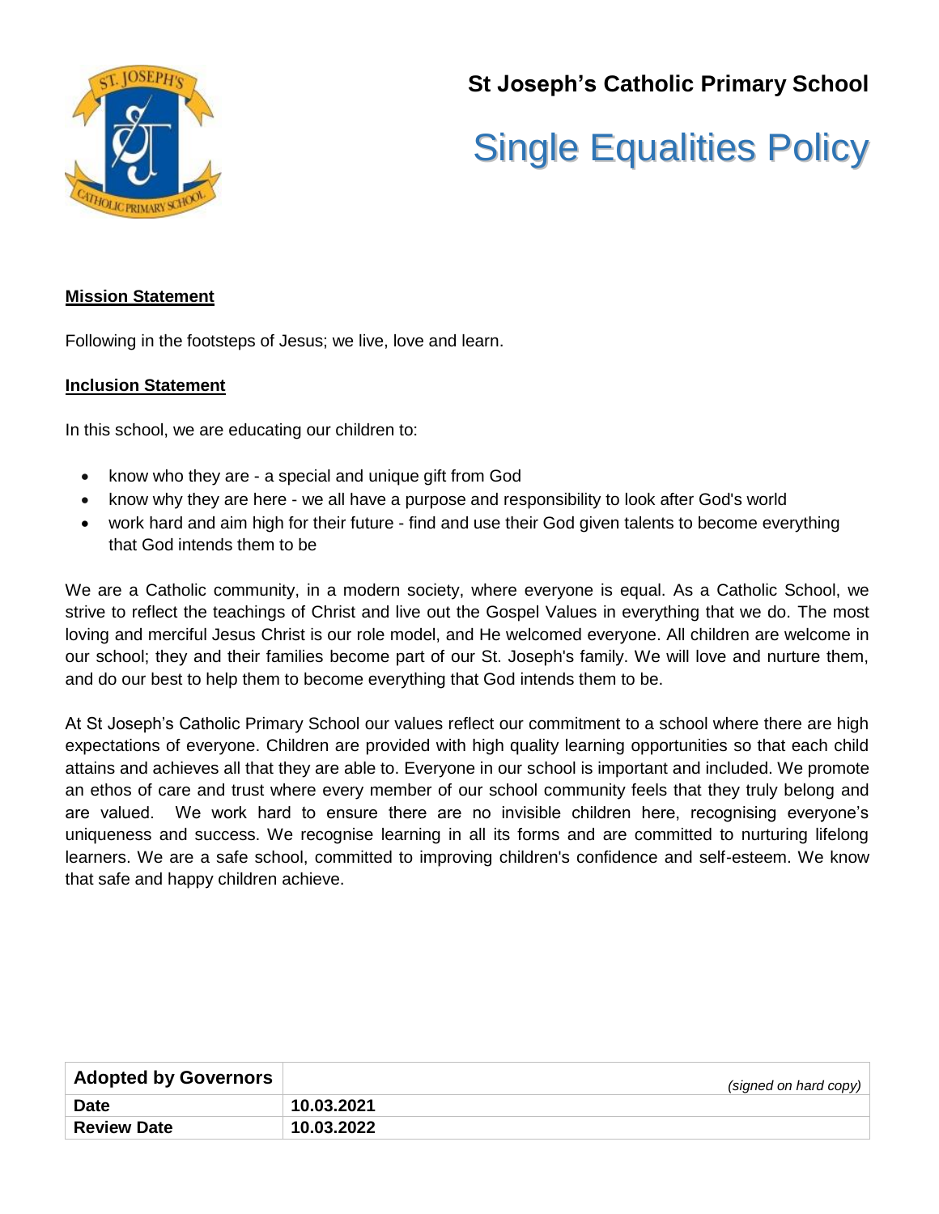# St Joseph's Catholic Primary School

# Single Equalities Policy

**Mission Statement**

Following in the footsteps of Jesus; we live, love and learn.

**Inclusion Statement**

In this school, we are educating our children to:

- know who they are - a special and unique gift from God
- know why they are here - we all have a purpose and responsibility to look after God's world
- work hard and aim high for their future - find and use their God given talents to become everything that God intends them to be

We are a Catholic community, in a modern society, where everyone is equal. As a Catholic School, we strive to reflect the teachings of Christ and live out the Gospel Values in everything that we do. The most loving and merciful Jesus Christ is our role model, and He welcomed everyone. All children are welcome in our school; they and their families become part of our St. Joseph's family. We will love and nurture them, and do our best to help them to become everything that God intends them to be.

At St Joseph's Catholic Primary School our values reflect our commitment to a school where there are high expectations of everyone. Children are provided with high quality learning opportunities so that each child attains and achieves all that they are able to. Everyone in our school is important and included. We promote an ethos of care and trust where every member of our school community feels that they truly belong and are valued. We work hard to ensure there are no invisible children here, recognising everyone's uniqueness and success. We recognise learning in all its forms and are committed to nurturing lifelong learners. We are a safe school, committed to improving children's confidence and self-esteem. We know that safe and happy children achieve.

| **Adopted by Governors** | *(signed on hard copy)* |
|---|---|
| **Date** | **10.03.2021** |
| **Review Date** | **10.03.2022** |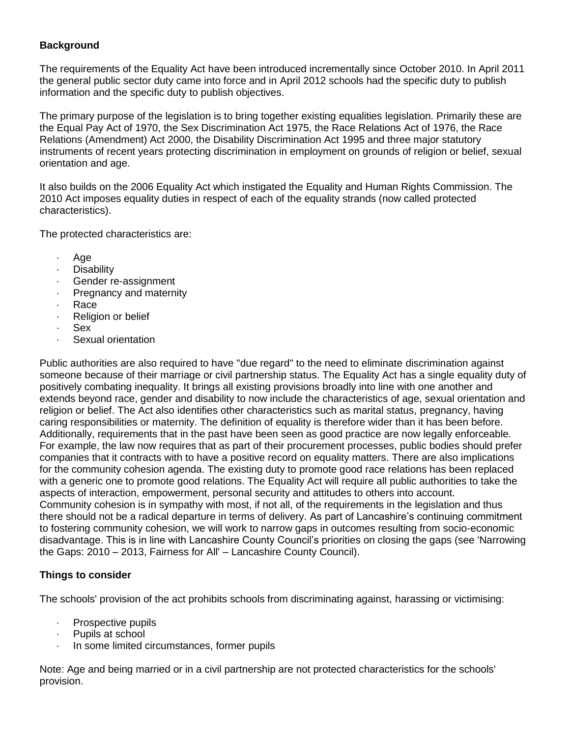**Background**

The requirements of the Equality Act have been introduced incrementally since October 2010. In April 2011 the general public sector duty came into force and in April 2012 schools had the specific duty to publish information and the specific duty to publish objectives.

The primary purpose of the legislation is to bring together existing equalities legislation. Primarily these are the Equal Pay Act of 1970, the Sex Discrimination Act 1975, the Race Relations Act of 1976, the Race Relations (Amendment) Act 2000, the Disability Discrimination Act 1995 and three major statutory instruments of recent years protecting discrimination in employment on grounds of religion or belief, sexual orientation and age.

It also builds on the 2006 Equality Act which instigated the Equality and Human Rights Commission. The 2010 Act imposes equality duties in respect of each of the equality strands (now called protected characteristics).

The protected characteristics are:

- Age
- Disability
- Gender re-assignment
- Pregnancy and maternity
- Race
- Religion or belief
- Sex
- Sexual orientation

Public authorities are also required to have "due regard" to the need to eliminate discrimination against someone because of their marriage or civil partnership status. The Equality Act has a single equality duty of positively combating inequality. It brings all existing provisions broadly into line with one another and extends beyond race, gender and disability to now include the characteristics of age, sexual orientation and religion or belief. The Act also identifies other characteristics such as marital status, pregnancy, having caring responsibilities or maternity. The definition of equality is therefore wider than it has been before. Additionally, requirements that in the past have been seen as good practice are now legally enforceable. For example, the law now requires that as part of their procurement processes, public bodies should prefer companies that it contracts with to have a positive record on equality matters. There are also implications for the community cohesion agenda. The existing duty to promote good race relations has been replaced with a generic one to promote good relations. The Equality Act will require all public authorities to take the aspects of interaction, empowerment, personal security and attitudes to others into account. Community cohesion is in sympathy with most, if not all, of the requirements in the legislation and thus there should not be a radical departure in terms of delivery. As part of Lancashire's continuing commitment to fostering community cohesion, we will work to narrow gaps in outcomes resulting from socio-economic disadvantage. This is in line with Lancashire County Council's priorities on closing the gaps (see 'Narrowing the Gaps: 2010 – 2013, Fairness for All' – Lancashire County Council).

**Things to consider**

The schools' provision of the act prohibits schools from discriminating against, harassing or victimising:

- Prospective pupils
- Pupils at school
- In some limited circumstances, former pupils

Note: Age and being married or in a civil partnership are not protected characteristics for the schools' provision.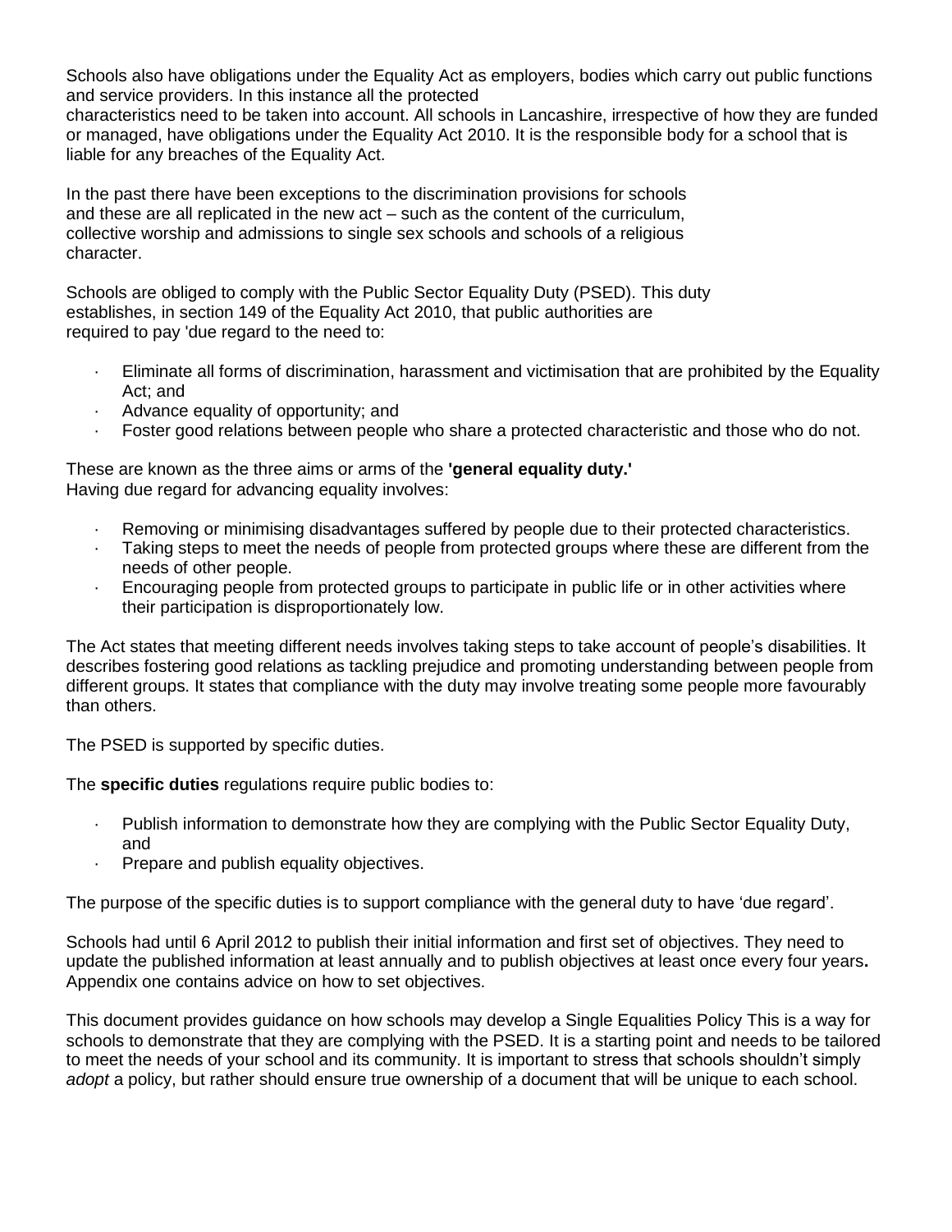Schools also have obligations under the Equality Act as employers, bodies which carry out public functions and service providers. In this instance all the protected characteristics need to be taken into account. All schools in Lancashire, irrespective of how they are funded or managed, have obligations under the Equality Act 2010. It is the responsible body for a school that is liable for any breaches of the Equality Act.

In the past there have been exceptions to the discrimination provisions for schools and these are all replicated in the new act – such as the content of the curriculum, collective worship and admissions to single sex schools and schools of a religious character.

Schools are obliged to comply with the Public Sector Equality Duty (PSED). This duty establishes, in section 149 of the Equality Act 2010, that public authorities are required to pay 'due regard to the need to:

- Eliminate all forms of discrimination, harassment and victimisation that are prohibited by the Equality Act; and
- Advance equality of opportunity; and
- Foster good relations between people who share a protected characteristic and those who do not.

These are known as the three aims or arms of the **'general equality duty.'**
Having due regard for advancing equality involves:

- Removing or minimising disadvantages suffered by people due to their protected characteristics.
- Taking steps to meet the needs of people from protected groups where these are different from the needs of other people.
- Encouraging people from protected groups to participate in public life or in other activities where their participation is disproportionately low.

The Act states that meeting different needs involves taking steps to take account of people's disabilities. It describes fostering good relations as tackling prejudice and promoting understanding between people from different groups. It states that compliance with the duty may involve treating some people more favourably than others.

The PSED is supported by specific duties.

The **specific duties** regulations require public bodies to:

- Publish information to demonstrate how they are complying with the Public Sector Equality Duty, and
- Prepare and publish equality objectives.

The purpose of the specific duties is to support compliance with the general duty to have 'due regard'.

Schools had until 6 April 2012 to publish their initial information and first set of objectives. They need to update the published information at least annually and to publish objectives at least once every four years**.** Appendix one contains advice on how to set objectives.

This document provides guidance on how schools may develop a Single Equalities Policy This is a way for schools to demonstrate that they are complying with the PSED. It is a starting point and needs to be tailored to meet the needs of your school and its community. It is important to stress that schools shouldn't simply *adopt* a policy, but rather should ensure true ownership of a document that will be unique to each school.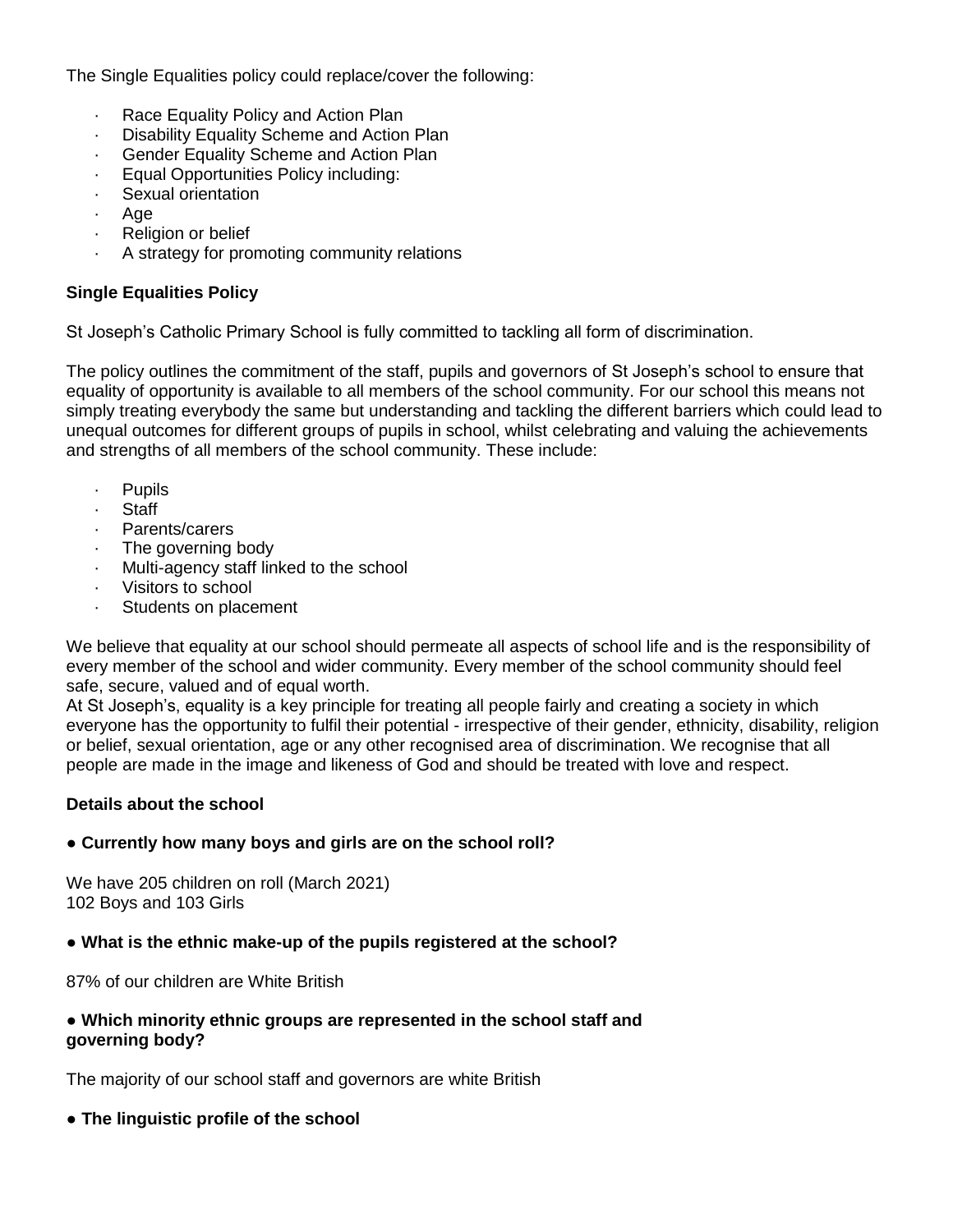The Single Equalities policy could replace/cover the following:

- Race Equality Policy and Action Plan
- Disability Equality Scheme and Action Plan
- Gender Equality Scheme and Action Plan
- Equal Opportunities Policy including:
- Sexual orientation
- Age
- Religion or belief
- A strategy for promoting community relations

**Single Equalities Policy**

St Joseph's Catholic Primary School is fully committed to tackling all form of discrimination.

The policy outlines the commitment of the staff, pupils and governors of St Joseph's school to ensure that equality of opportunity is available to all members of the school community. For our school this means not simply treating everybody the same but understanding and tackling the different barriers which could lead to unequal outcomes for different groups of pupils in school, whilst celebrating and valuing the achievements and strengths of all members of the school community. These include:

- Pupils
- Staff
- Parents/carers
- The governing body
- Multi-agency staff linked to the school
- Visitors to school
- Students on placement

We believe that equality at our school should permeate all aspects of school life and is the responsibility of every member of the school and wider community. Every member of the school community should feel safe, secure, valued and of equal worth.
At St Joseph's, equality is a key principle for treating all people fairly and creating a society in which everyone has the opportunity to fulfil their potential - irrespective of their gender, ethnicity, disability, religion or belief, sexual orientation, age or any other recognised area of discrimination. We recognise that all people are made in the image and likeness of God and should be treated with love and respect.

**Details about the school**

**● Currently how many boys and girls are on the school roll?**

We have 205 children on roll (March 2021)
102 Boys and 103 Girls

**● What is the ethnic make-up of the pupils registered at the school?**

87% of our children are White British

**● Which minority ethnic groups are represented in the school staff and governing body?**

The majority of our school staff and governors are white British

**● The linguistic profile of the school**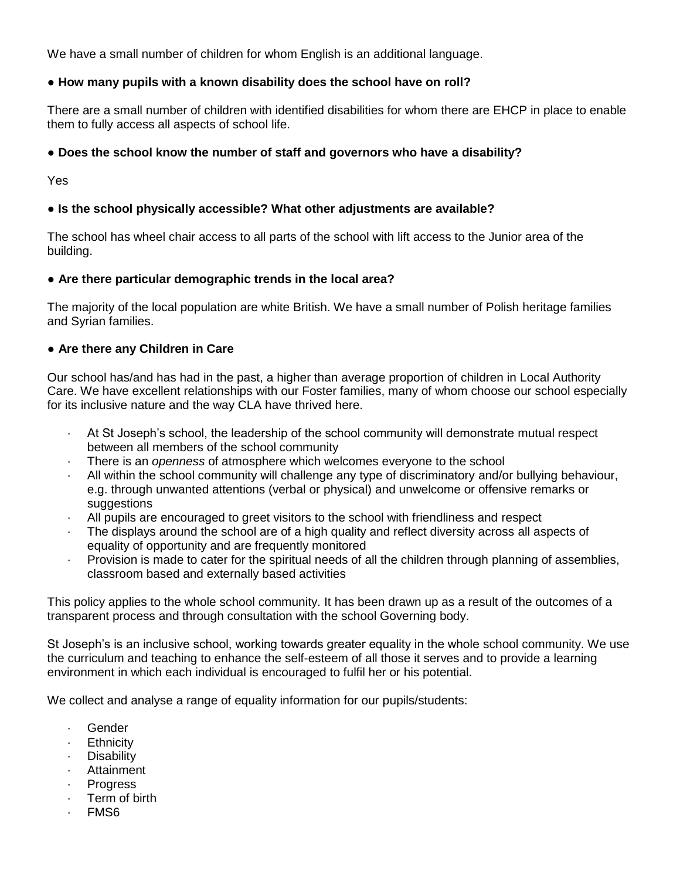We have a small number of children for whom English is an additional language.

**● How many pupils with a known disability does the school have on roll?**

There are a small number of children with identified disabilities for whom there are EHCP in place to enable them to fully access all aspects of school life.

**● Does the school know the number of staff and governors who have a disability?**

Yes

**● Is the school physically accessible? What other adjustments are available?**

The school has wheel chair access to all parts of the school with lift access to the Junior area of the building.

**● Are there particular demographic trends in the local area?**

The majority of the local population are white British. We have a small number of Polish heritage families and Syrian families.

**● Are there any Children in Care**

Our school has/and has had in the past, a higher than average proportion of children in Local Authority Care. We have excellent relationships with our Foster families, many of whom choose our school especially for its inclusive nature and the way CLA have thrived here.

- At St Joseph's school, the leadership of the school community will demonstrate mutual respect between all members of the school community
- There is an *openness* of atmosphere which welcomes everyone to the school
- All within the school community will challenge any type of discriminatory and/or bullying behaviour, e.g. through unwanted attentions (verbal or physical) and unwelcome or offensive remarks or suggestions
- All pupils are encouraged to greet visitors to the school with friendliness and respect
- The displays around the school are of a high quality and reflect diversity across all aspects of equality of opportunity and are frequently monitored
- Provision is made to cater for the spiritual needs of all the children through planning of assemblies, classroom based and externally based activities

This policy applies to the whole school community. It has been drawn up as a result of the outcomes of a transparent process and through consultation with the school Governing body.

St Joseph's is an inclusive school, working towards greater equality in the whole school community. We use the curriculum and teaching to enhance the self-esteem of all those it serves and to provide a learning environment in which each individual is encouraged to fulfil her or his potential.

We collect and analyse a range of equality information for our pupils/students:

- Gender
- Ethnicity
- Disability
- Attainment
- Progress
- Term of birth
- FMS6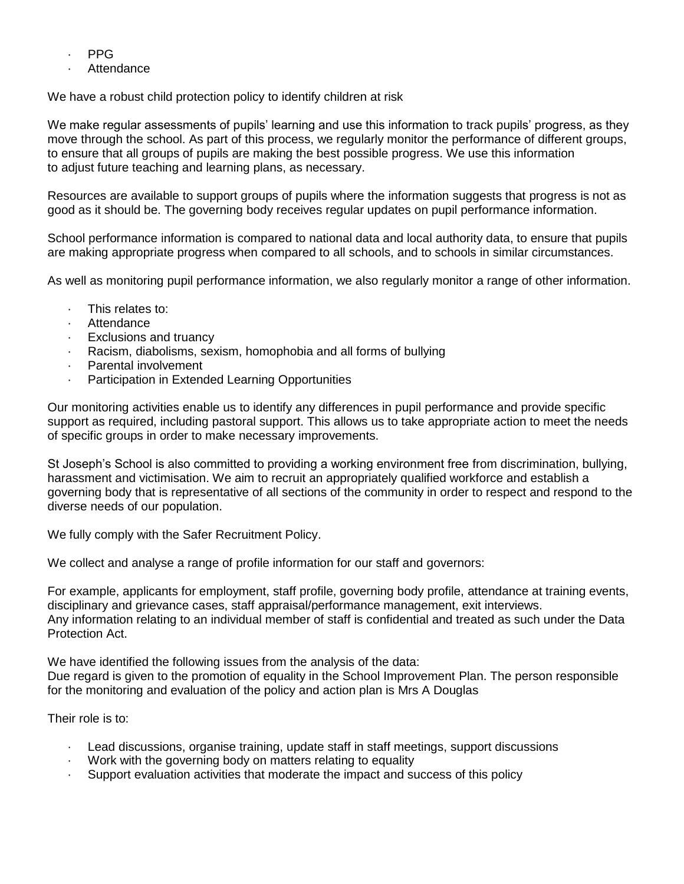- PPG
- Attendance

We have a robust child protection policy to identify children at risk

We make regular assessments of pupils' learning and use this information to track pupils' progress, as they move through the school. As part of this process, we regularly monitor the performance of different groups, to ensure that all groups of pupils are making the best possible progress. We use this information to adjust future teaching and learning plans, as necessary.

Resources are available to support groups of pupils where the information suggests that progress is not as good as it should be. The governing body receives regular updates on pupil performance information.

School performance information is compared to national data and local authority data, to ensure that pupils are making appropriate progress when compared to all schools, and to schools in similar circumstances.

As well as monitoring pupil performance information, we also regularly monitor a range of other information.

- This relates to:
- Attendance
- Exclusions and truancy
- Racism, diabolisms, sexism, homophobia and all forms of bullying
- Parental involvement
- Participation in Extended Learning Opportunities

Our monitoring activities enable us to identify any differences in pupil performance and provide specific support as required, including pastoral support. This allows us to take appropriate action to meet the needs of specific groups in order to make necessary improvements.

St Joseph's School is also committed to providing a working environment free from discrimination, bullying, harassment and victimisation. We aim to recruit an appropriately qualified workforce and establish a governing body that is representative of all sections of the community in order to respect and respond to the diverse needs of our population.

We fully comply with the Safer Recruitment Policy.

We collect and analyse a range of profile information for our staff and governors:

For example, applicants for employment, staff profile, governing body profile, attendance at training events, disciplinary and grievance cases, staff appraisal/performance management, exit interviews.
Any information relating to an individual member of staff is confidential and treated as such under the Data Protection Act.

We have identified the following issues from the analysis of the data:
Due regard is given to the promotion of equality in the School Improvement Plan. The person responsible for the monitoring and evaluation of the policy and action plan is Mrs A Douglas

Their role is to:

- Lead discussions, organise training, update staff in staff meetings, support discussions
- Work with the governing body on matters relating to equality
- Support evaluation activities that moderate the impact and success of this policy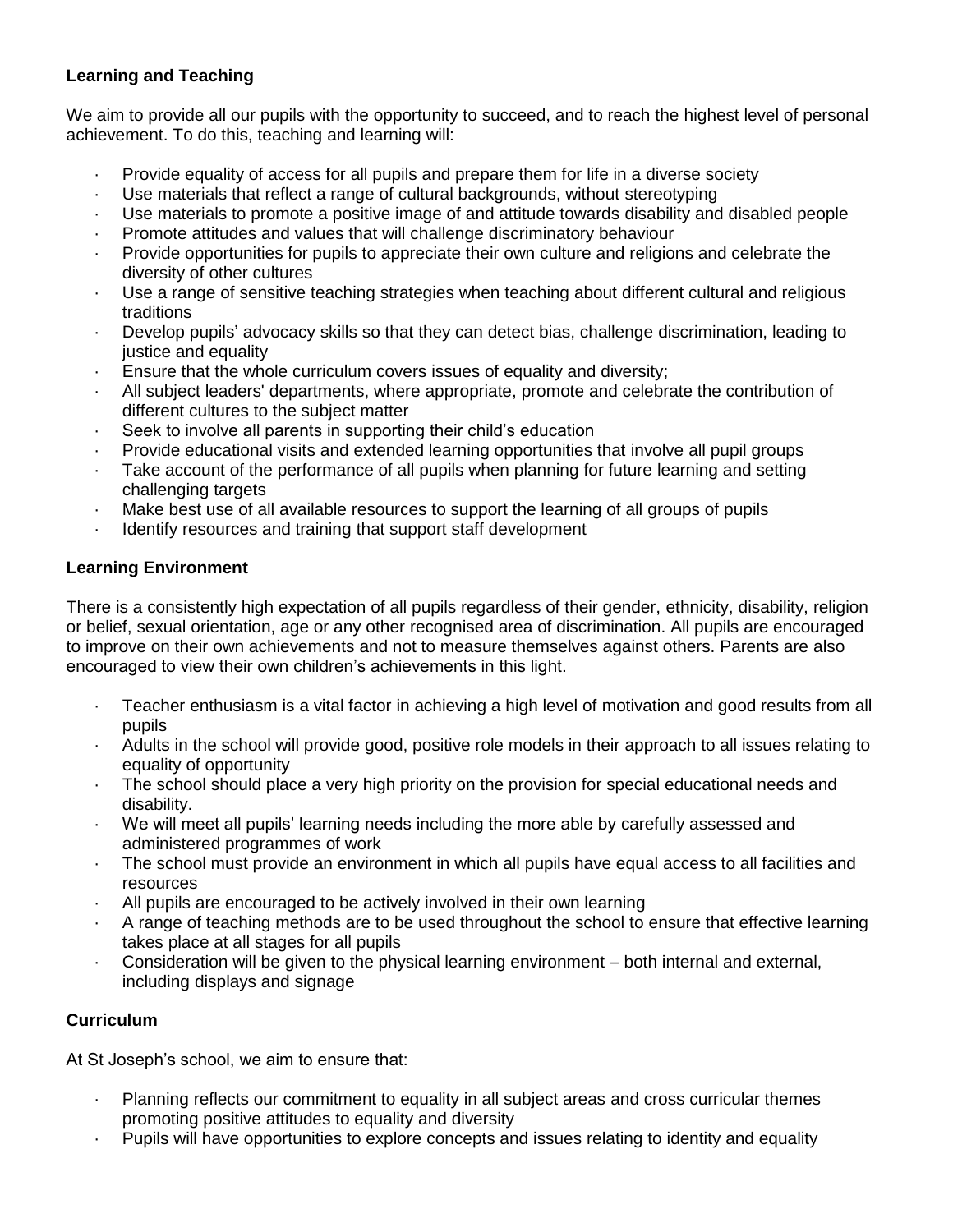**Learning and Teaching**

We aim to provide all our pupils with the opportunity to succeed, and to reach the highest level of personal achievement. To do this, teaching and learning will:

- Provide equality of access for all pupils and prepare them for life in a diverse society
- Use materials that reflect a range of cultural backgrounds, without stereotyping
- Use materials to promote a positive image of and attitude towards disability and disabled people
- Promote attitudes and values that will challenge discriminatory behaviour
- Provide opportunities for pupils to appreciate their own culture and religions and celebrate the diversity of other cultures
- Use a range of sensitive teaching strategies when teaching about different cultural and religious traditions
- Develop pupils' advocacy skills so that they can detect bias, challenge discrimination, leading to justice and equality
- Ensure that the whole curriculum covers issues of equality and diversity;
- All subject leaders' departments, where appropriate, promote and celebrate the contribution of different cultures to the subject matter
- Seek to involve all parents in supporting their child's education
- Provide educational visits and extended learning opportunities that involve all pupil groups
- Take account of the performance of all pupils when planning for future learning and setting challenging targets
- Make best use of all available resources to support the learning of all groups of pupils
- Identify resources and training that support staff development

**Learning Environment**

There is a consistently high expectation of all pupils regardless of their gender, ethnicity, disability, religion or belief, sexual orientation, age or any other recognised area of discrimination. All pupils are encouraged to improve on their own achievements and not to measure themselves against others. Parents are also encouraged to view their own children's achievements in this light.

- Teacher enthusiasm is a vital factor in achieving a high level of motivation and good results from all pupils
- Adults in the school will provide good, positive role models in their approach to all issues relating to equality of opportunity
- The school should place a very high priority on the provision for special educational needs and disability.
- We will meet all pupils' learning needs including the more able by carefully assessed and administered programmes of work
- The school must provide an environment in which all pupils have equal access to all facilities and resources
- All pupils are encouraged to be actively involved in their own learning
- A range of teaching methods are to be used throughout the school to ensure that effective learning takes place at all stages for all pupils
- Consideration will be given to the physical learning environment – both internal and external, including displays and signage

**Curriculum**

At St Joseph's school, we aim to ensure that:

- Planning reflects our commitment to equality in all subject areas and cross curricular themes promoting positive attitudes to equality and diversity
- Pupils will have opportunities to explore concepts and issues relating to identity and equality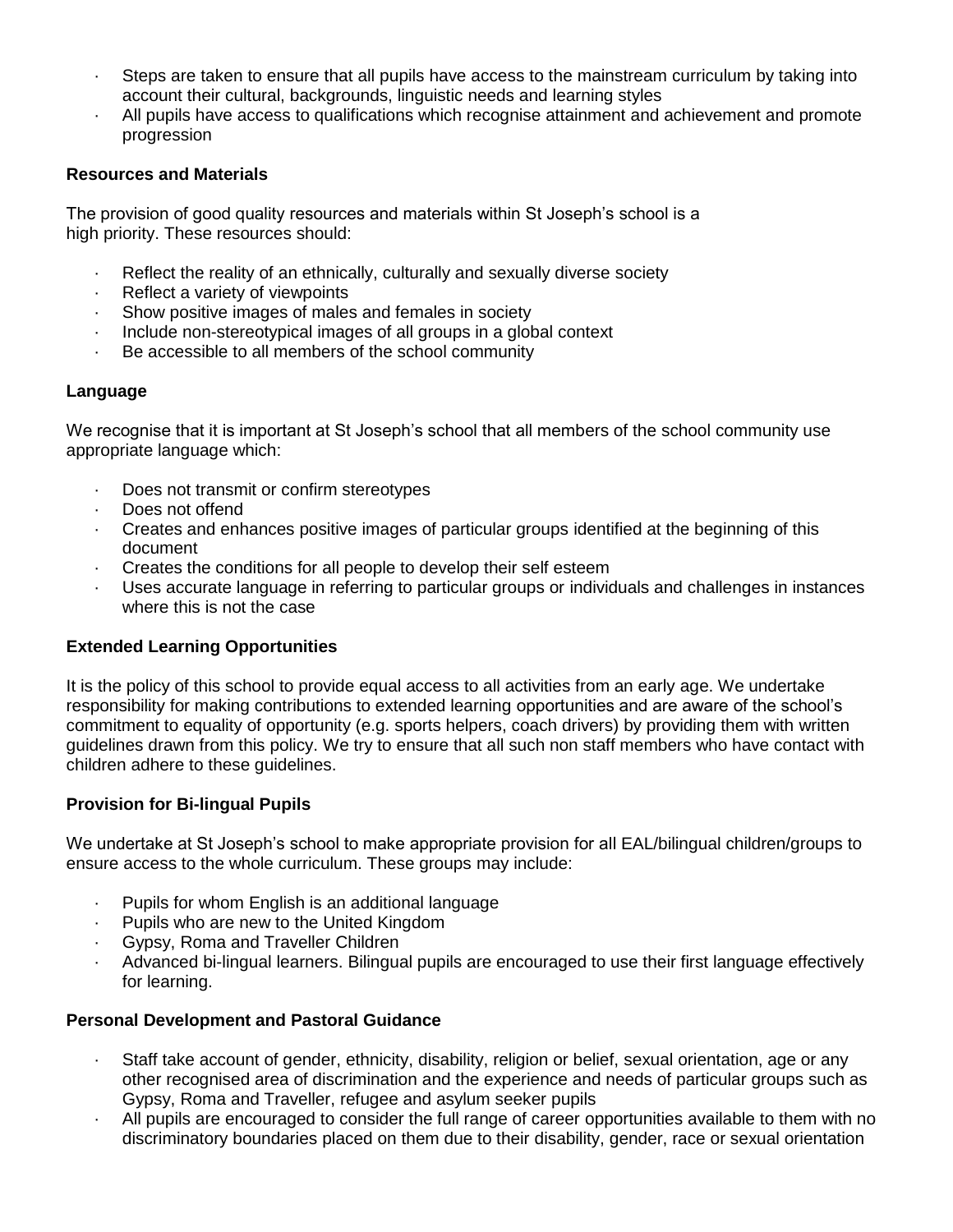- Steps are taken to ensure that all pupils have access to the mainstream curriculum by taking into account their cultural, backgrounds, linguistic needs and learning styles
- All pupils have access to qualifications which recognise attainment and achievement and promote progression

**Resources and Materials**

The provision of good quality resources and materials within St Joseph's school is a high priority. These resources should:

- Reflect the reality of an ethnically, culturally and sexually diverse society
- Reflect a variety of viewpoints
- Show positive images of males and females in society
- Include non-stereotypical images of all groups in a global context
- Be accessible to all members of the school community

**Language**

We recognise that it is important at St Joseph's school that all members of the school community use appropriate language which:

- Does not transmit or confirm stereotypes
- Does not offend
- Creates and enhances positive images of particular groups identified at the beginning of this document
- Creates the conditions for all people to develop their self esteem
- Uses accurate language in referring to particular groups or individuals and challenges in instances where this is not the case

**Extended Learning Opportunities**

It is the policy of this school to provide equal access to all activities from an early age. We undertake responsibility for making contributions to extended learning opportunities and are aware of the school's commitment to equality of opportunity (e.g. sports helpers, coach drivers) by providing them with written guidelines drawn from this policy. We try to ensure that all such non staff members who have contact with children adhere to these guidelines.

**Provision for Bi-lingual Pupils**

We undertake at St Joseph's school to make appropriate provision for all EAL/bilingual children/groups to ensure access to the whole curriculum. These groups may include:

- Pupils for whom English is an additional language
- Pupils who are new to the United Kingdom
- Gypsy, Roma and Traveller Children
- Advanced bi-lingual learners. Bilingual pupils are encouraged to use their first language effectively for learning.

**Personal Development and Pastoral Guidance**

- Staff take account of gender, ethnicity, disability, religion or belief, sexual orientation, age or any other recognised area of discrimination and the experience and needs of particular groups such as Gypsy, Roma and Traveller, refugee and asylum seeker pupils
- All pupils are encouraged to consider the full range of career opportunities available to them with no discriminatory boundaries placed on them due to their disability, gender, race or sexual orientation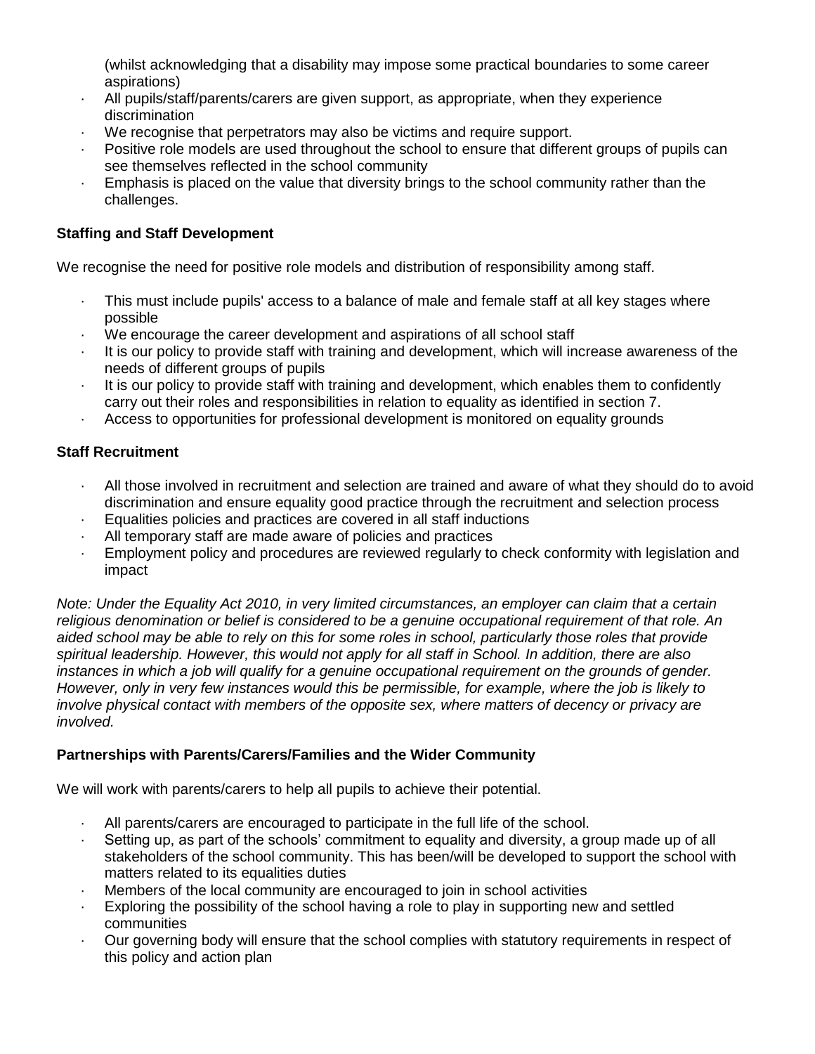(whilst acknowledging that a disability may impose some practical boundaries to some career aspirations)

- All pupils/staff/parents/carers are given support, as appropriate, when they experience discrimination
- We recognise that perpetrators may also be victims and require support.
- Positive role models are used throughout the school to ensure that different groups of pupils can see themselves reflected in the school community
- Emphasis is placed on the value that diversity brings to the school community rather than the challenges.

**Staffing and Staff Development**

We recognise the need for positive role models and distribution of responsibility among staff.

- This must include pupils' access to a balance of male and female staff at all key stages where possible
- We encourage the career development and aspirations of all school staff
- It is our policy to provide staff with training and development, which will increase awareness of the needs of different groups of pupils
- It is our policy to provide staff with training and development, which enables them to confidently carry out their roles and responsibilities in relation to equality as identified in section 7.
- Access to opportunities for professional development is monitored on equality grounds

**Staff Recruitment**

- All those involved in recruitment and selection are trained and aware of what they should do to avoid discrimination and ensure equality good practice through the recruitment and selection process
- Equalities policies and practices are covered in all staff inductions
- All temporary staff are made aware of policies and practices
- Employment policy and procedures are reviewed regularly to check conformity with legislation and impact

*Note: Under the Equality Act 2010, in very limited circumstances, an employer can claim that a certain religious denomination or belief is considered to be a genuine occupational requirement of that role. An aided school may be able to rely on this for some roles in school, particularly those roles that provide spiritual leadership. However, this would not apply for all staff in School. In addition, there are also instances in which a job will qualify for a genuine occupational requirement on the grounds of gender. However, only in very few instances would this be permissible, for example, where the job is likely to involve physical contact with members of the opposite sex, where matters of decency or privacy are involved.*

**Partnerships with Parents/Carers/Families and the Wider Community**

We will work with parents/carers to help all pupils to achieve their potential.

- All parents/carers are encouraged to participate in the full life of the school.
- Setting up, as part of the schools' commitment to equality and diversity, a group made up of all stakeholders of the school community. This has been/will be developed to support the school with matters related to its equalities duties
- Members of the local community are encouraged to join in school activities
- Exploring the possibility of the school having a role to play in supporting new and settled communities
- Our governing body will ensure that the school complies with statutory requirements in respect of this policy and action plan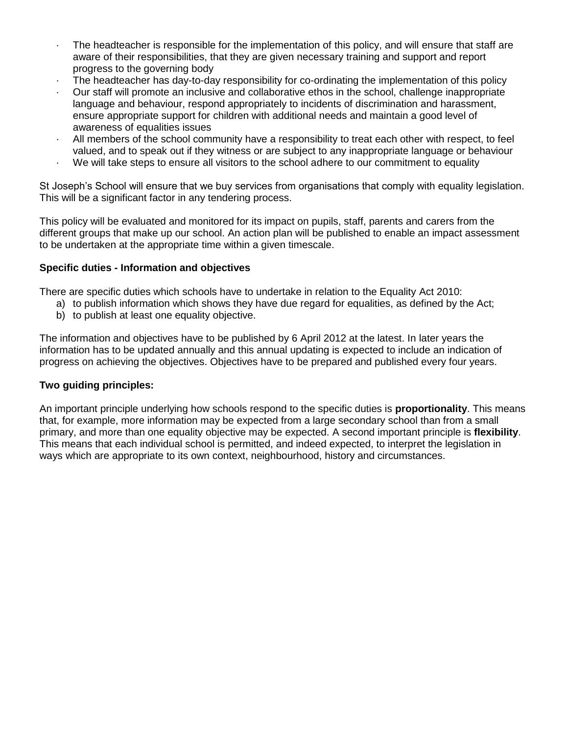- The headteacher is responsible for the implementation of this policy, and will ensure that staff are aware of their responsibilities, that they are given necessary training and support and report progress to the governing body
- The headteacher has day-to-day responsibility for co-ordinating the implementation of this policy
- Our staff will promote an inclusive and collaborative ethos in the school, challenge inappropriate language and behaviour, respond appropriately to incidents of discrimination and harassment, ensure appropriate support for children with additional needs and maintain a good level of awareness of equalities issues
- All members of the school community have a responsibility to treat each other with respect, to feel valued, and to speak out if they witness or are subject to any inappropriate language or behaviour
- We will take steps to ensure all visitors to the school adhere to our commitment to equality

St Joseph's School will ensure that we buy services from organisations that comply with equality legislation. This will be a significant factor in any tendering process.

This policy will be evaluated and monitored for its impact on pupils, staff, parents and carers from the different groups that make up our school. An action plan will be published to enable an impact assessment to be undertaken at the appropriate time within a given timescale.

**Specific duties - Information and objectives**

There are specific duties which schools have to undertake in relation to the Equality Act 2010:

a) to publish information which shows they have due regard for equalities, as defined by the Act;
b) to publish at least one equality objective.

The information and objectives have to be published by 6 April 2012 at the latest. In later years the information has to be updated annually and this annual updating is expected to include an indication of progress on achieving the objectives. Objectives have to be prepared and published every four years.

**Two guiding principles:**

An important principle underlying how schools respond to the specific duties is **proportionality**. This means that, for example, more information may be expected from a large secondary school than from a small primary, and more than one equality objective may be expected. A second important principle is **flexibility**. This means that each individual school is permitted, and indeed expected, to interpret the legislation in ways which are appropriate to its own context, neighbourhood, history and circumstances.